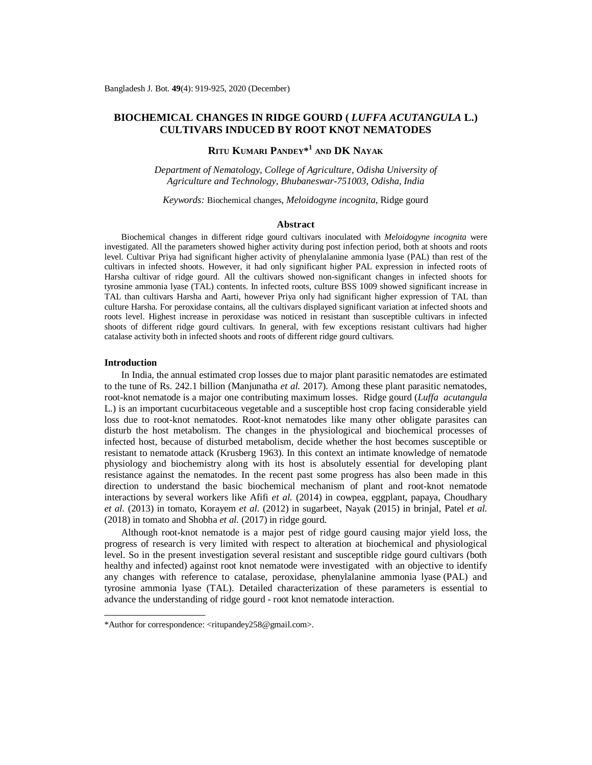# BIOCHEMICAL CHANGES IN RIDGE GOURD ( *LUFFA ACUTANGULA* L.) CULTIVARS INDUCED BY ROOT KNOT NEMATODES

**RITU KUMARI PANDEY*[1] AND DK NAYAK**

*Department of Nematology, College of Agriculture, Odisha University of Agriculture and Technology, Bhubaneswar-751003, Odisha, India*

*Keywords:* Biochemical changes, *Meloidogyne incognita*, Ridge gourd

## Abstract

Biochemical changes in different ridge gourd cultivars inoculated with *Meloidogyne incognita* were investigated. All the parameters showed higher activity during post infection period, both at shoots and roots level. Cultivar Priya had significant higher activity of phenylalanine ammonia lyase (PAL) than rest of the cultivars in infected shoots. However, it had only significant higher PAL expression in infected roots of Harsha cultivar of ridge gourd. All the cultivars showed non-significant changes in infected shoots for tyrosine ammonia lyase (TAL) contents. In infected roots, culture BSS 1009 showed significant increase in TAL than cultivars Harsha and Aarti, however Priya only had significant higher expression of TAL than culture Harsha. For peroxidase contains, all the cultivars displayed significant variation at infected shoots and roots level. Highest increase in peroxidase was noticed in resistant than susceptible cultivars in infected shoots of different ridge gourd cultivars. In general, with few exceptions resistant cultivars had higher catalase activity both in infected shoots and roots of different ridge gourd cultivars.

## Introduction

In India, the annual estimated crop losses due to major plant parasitic nematodes are estimated to the tune of Rs. 242.1 billion (Manjunatha *et al.* 2017). Among these plant parasitic nematodes, root-knot nematode is a major one contributing maximum losses. Ridge gourd (*Luffa acutangula* L.) is an important cucurbitaceous vegetable and a susceptible host crop facing considerable yield loss due to root-knot nematodes. Root-knot nematodes like many other obligate parasites can disturb the host metabolism. The changes in the physiological and biochemical processes of infected host, because of disturbed metabolism, decide whether the host becomes susceptible or resistant to nematode attack (Krusberg 1963). In this context an intimate knowledge of nematode physiology and biochemistry along with its host is absolutely essential for developing plant resistance against the nematodes. In the recent past some progress has also been made in this direction to understand the basic biochemical mechanism of plant and root-knot nematode interactions by several workers like Afifi *et al.* (2014) in cowpea, eggplant, papaya, Choudhary *et al.* (2013) in tomato, Korayem *et al.* (2012) in sugarbeet, Nayak (2015) in brinjal, Patel *et al.* (2018) in tomato and Shobha *et al.* (2017) in ridge gourd.

Although root-knot nematode is a major pest of ridge gourd causing major yield loss, the progress of research is very limited with respect to alteration at biochemical and physiological level. So in the present investigation several resistant and susceptible ridge gourd cultivars (both healthy and infected) against root knot nematode were investigated with an objective to identify any changes with reference to catalase, peroxidase, phenylalanine ammonia lyase (PAL) and tyrosine ammonia lyase (TAL). Detailed characterization of these parameters is essential to advance the understanding of ridge gourd - root knot nematode interaction.

---

*Author for correspondence: <ritupandey258@gmail.com>.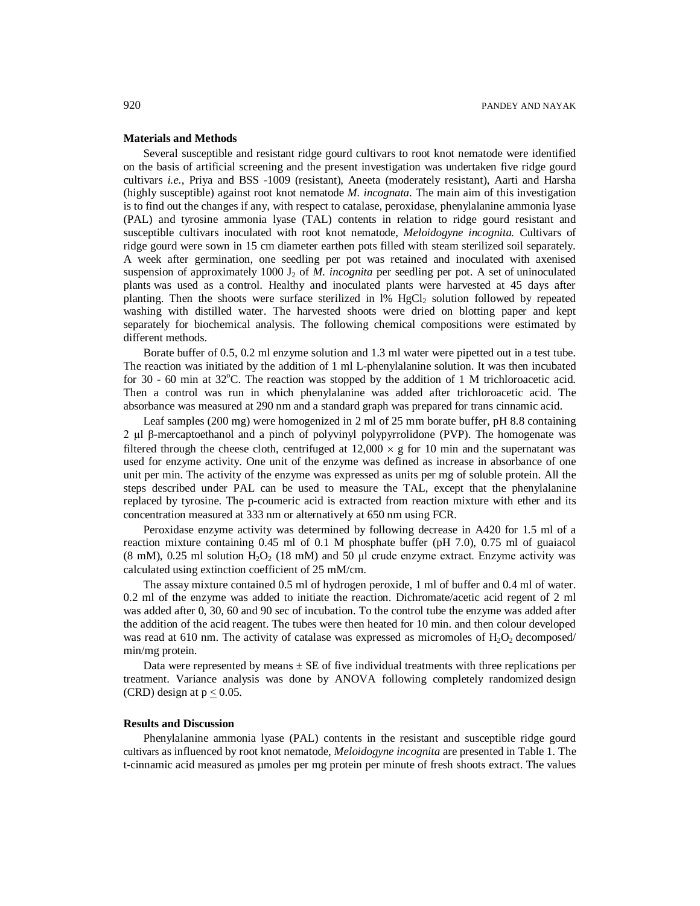## Materials and Methods

Several susceptible and resistant ridge gourd cultivars to root knot nematode were identified on the basis of artificial screening and the present investigation was undertaken five ridge gourd cultivars *i.e.*, Priya and BSS -1009 (resistant), Aneeta (moderately resistant), Aarti and Harsha (highly susceptible) against root knot nematode *M. incognata*. The main aim of this investigation is to find out the changes if any, with respect to catalase, peroxidase, phenylalanine ammonia lyase (PAL) and tyrosine ammonia lyase (TAL) contents in relation to ridge gourd resistant and susceptible cultivars inoculated with root knot nematode, *Meloidogyne incognita.* Cultivars of ridge gourd were sown in 15 cm diameter earthen pots filled with steam sterilized soil separately. A week after germination, one seedling per pot was retained and inoculated with axenised suspension of approximately 1000 $J_2$ of *M. incognita* per seedling per pot. A set of uninoculated plants was used as a control. Healthy and inoculated plants were harvested at 45 days after planting. Then the shoots were surface sterilized in l% $HgCl_2$ solution followed by repeated washing with distilled water. The harvested shoots were dried on blotting paper and kept separately for biochemical analysis. The following chemical compositions were estimated by different methods.

Borate buffer of 0.5, 0.2 ml enzyme solution and 1.3 ml water were pipetted out in a test tube. The reaction was initiated by the addition of 1 ml L-phenylalanine solution. It was then incubated for 30 - 60 min at 32°C. The reaction was stopped by the addition of 1 M trichloroacetic acid. Then a control was run in which phenylalanine was added after trichloroacetic acid. The absorbance was measured at 290 nm and a standard graph was prepared for trans cinnamic acid.

Leaf samples (200 mg) were homogenized in 2 ml of 25 mm borate buffer, pH 8.8 containing 2 µl β-mercaptoethanol and a pinch of polyvinyl polypyrrolidone (PVP). The homogenate was filtered through the cheese cloth, centrifuged at $12,000 \times g$ for 10 min and the supernatant was used for enzyme activity. One unit of the enzyme was defined as increase in absorbance of one unit per min. The activity of the enzyme was expressed as units per mg of soluble protein. All the steps described under PAL can be used to measure the TAL, except that the phenylalanine replaced by tyrosine. The p-coumeric acid is extracted from reaction mixture with ether and its concentration measured at 333 nm or alternatively at 650 nm using FCR.

Peroxidase enzyme activity was determined by following decrease in A420 for 1.5 ml of a reaction mixture containing 0.45 ml of 0.1 M phosphate buffer (pH 7.0), 0.75 ml of guaiacol (8 mM), 0.25 ml solution $H_2O_2$ (18 mM) and 50 µl crude enzyme extract. Enzyme activity was calculated using extinction coefficient of 25 mM/cm.

The assay mixture contained 0.5 ml of hydrogen peroxide, 1 ml of buffer and 0.4 ml of water. 0.2 ml of the enzyme was added to initiate the reaction. Dichromate/acetic acid regent of 2 ml was added after 0, 30, 60 and 90 sec of incubation. To the control tube the enzyme was added after the addition of the acid reagent. The tubes were then heated for 10 min. and then colour developed was read at 610 nm. The activity of catalase was expressed as micromoles of $H_2O_2$ decomposed/ min/mg protein.

Data were represented by means ± SE of five individual treatments with three replications per treatment. Variance analysis was done by ANOVA following completely randomized design (CRD) design at $p \leq 0.05$.

## Results and Discussion

Phenylalanine ammonia lyase (PAL) contents in the resistant and susceptible ridge gourd cultivars as influenced by root knot nematode, *Meloidogyne incognita* are presented in Table 1. The t-cinnamic acid measured as µmoles per mg protein per minute of fresh shoots extract. The values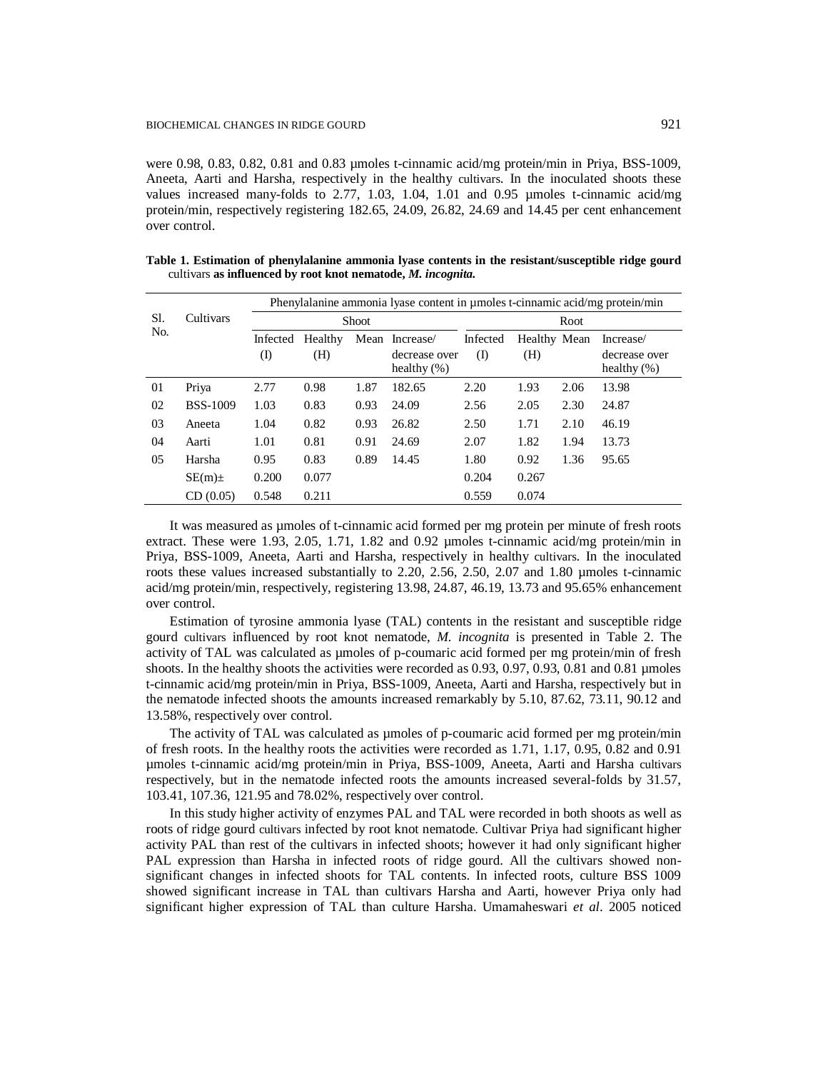were 0.98, 0.83, 0.82, 0.81 and 0.83 µmoles t-cinnamic acid/mg protein/min in Priya, BSS-1009, Aneeta, Aarti and Harsha, respectively in the healthy cultivars. In the inoculated shoots these values increased many-folds to 2.77, 1.03, 1.04, 1.01 and 0.95 µmoles t-cinnamic acid/mg protein/min, respectively registering 182.65, 24.09, 26.82, 24.69 and 14.45 per cent enhancement over control.

**Table 1. Estimation of phenylalanine ammonia lyase contents in the resistant/susceptible ridge gourd** cultivars **as influenced by root knot nematode, *M. incognita*.**

| Sl. No. | Cultivars | Phenylalanine ammonia lyase content in µmoles t-cinnamic acid/mg protein/min | | | | | | | |
|---|---|---|---|---|---|---|---|---|---|
| | | Shoot | | | | Root | | | |
| | | Infected (I) | Healthy (H) | Mean | Increase/ decrease over healthy (%) | Infected (I) | Healthy (H) | Mean | Increase/ decrease over healthy (%) |
| 01 | Priya | 2.77 | 0.98 | 1.87 | 182.65 | 2.20 | 1.93 | 2.06 | 13.98 |
| 02 | BSS-1009 | 1.03 | 0.83 | 0.93 | 24.09 | 2.56 | 2.05 | 2.30 | 24.87 |
| 03 | Aneeta | 1.04 | 0.82 | 0.93 | 26.82 | 2.50 | 1.71 | 2.10 | 46.19 |
| 04 | Aarti | 1.01 | 0.81 | 0.91 | 24.69 | 2.07 | 1.82 | 1.94 | 13.73 |
| 05 | Harsha | 0.95 | 0.83 | 0.89 | 14.45 | 1.80 | 0.92 | 1.36 | 95.65 |
| | SE(m)± | 0.200 | 0.077 | | | 0.204 | 0.267 | | |
| | CD (0.05) | 0.548 | 0.211 | | | 0.559 | 0.074 | | |

It was measured as µmoles of t-cinnamic acid formed per mg protein per minute of fresh roots extract. These were 1.93, 2.05, 1.71, 1.82 and 0.92 µmoles t-cinnamic acid/mg protein/min in Priya, BSS-1009, Aneeta, Aarti and Harsha, respectively in healthy cultivars. In the inoculated roots these values increased substantially to 2.20, 2.56, 2.50, 2.07 and 1.80 µmoles t-cinnamic acid/mg protein/min, respectively, registering 13.98, 24.87, 46.19, 13.73 and 95.65% enhancement over control.

Estimation of tyrosine ammonia lyase (TAL) contents in the resistant and susceptible ridge gourd cultivars influenced by root knot nematode, *M. incognita* is presented in Table 2. The activity of TAL was calculated as µmoles of p-coumaric acid formed per mg protein/min of fresh shoots. In the healthy shoots the activities were recorded as 0.93, 0.97, 0.93, 0.81 and 0.81 µmoles t-cinnamic acid/mg protein/min in Priya, BSS-1009, Aneeta, Aarti and Harsha, respectively but in the nematode infected shoots the amounts increased remarkably by 5.10, 87.62, 73.11, 90.12 and 13.58%, respectively over control.

The activity of TAL was calculated as µmoles of p-coumaric acid formed per mg protein/min of fresh roots. In the healthy roots the activities were recorded as 1.71, 1.17, 0.95, 0.82 and 0.91 µmoles t-cinnamic acid/mg protein/min in Priya, BSS-1009, Aneeta, Aarti and Harsha cultivars respectively, but in the nematode infected roots the amounts increased several-folds by 31.57, 103.41, 107.36, 121.95 and 78.02%, respectively over control.

In this study higher activity of enzymes PAL and TAL were recorded in both shoots as well as roots of ridge gourd cultivars infected by root knot nematode. Cultivar Priya had significant higher activity PAL than rest of the cultivars in infected shoots; however it had only significant higher PAL expression than Harsha in infected roots of ridge gourd. All the cultivars showed non-significant changes in infected shoots for TAL contents. In infected roots, culture BSS 1009 showed significant increase in TAL than cultivars Harsha and Aarti, however Priya only had significant higher expression of TAL than culture Harsha. Umamaheswari *et al*. 2005 noticed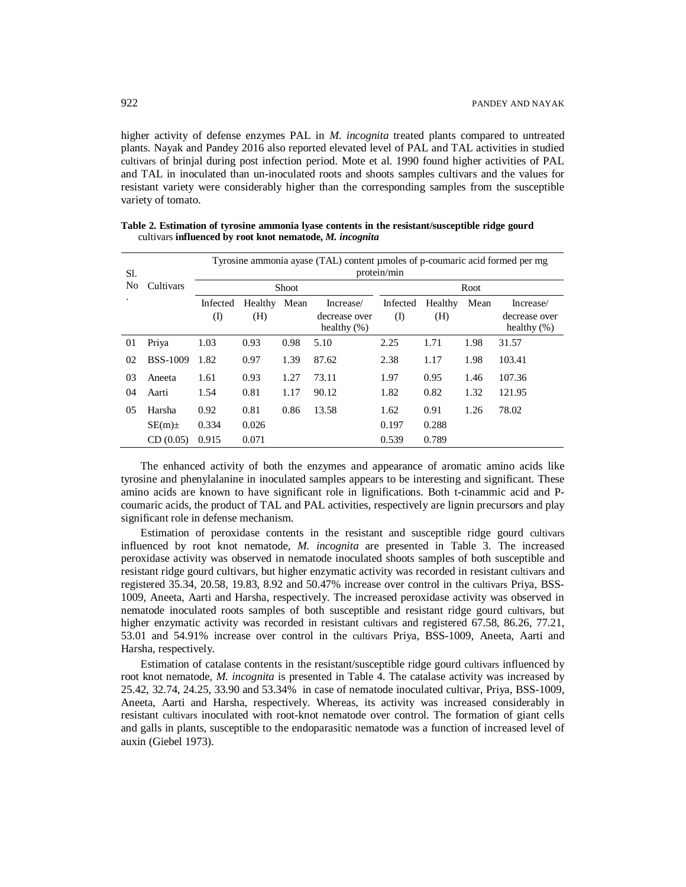higher activity of defense enzymes PAL in *M. incognita* treated plants compared to untreated plants. Nayak and Pandey 2016 also reported elevated level of PAL and TAL activities in studied cultivars of brinjal during post infection period. Mote et al. 1990 found higher activities of PAL and TAL in inoculated than un-inoculated roots and shoots samples cultivars and the values for resistant variety were considerably higher than the corresponding samples from the susceptible variety of tomato.

**Table 2. Estimation of tyrosine ammonia lyase contents in the resistant/susceptible ridge gourd cultivars influenced by root knot nematode, *M. incognita***

| Sl. No. | Cultivars | Tyrosine ammonia ayase (TAL) content µmoles of p-coumaric acid formed per mg protein/min | | | | | | | |
|---|---|---|---|---|---|---|---|---|---|
| | | Shoot | | | | Root | | | |
| | | Infected (I) | Healthy (H) | Mean | Increase/ decrease over healthy (%) | Infected (I) | Healthy (H) | Mean | Increase/ decrease over healthy (%) |
| 01 | Priya | 1.03 | 0.93 | 0.98 | 5.10 | 2.25 | 1.71 | 1.98 | 31.57 |
| 02 | BSS-1009 | 1.82 | 0.97 | 1.39 | 87.62 | 2.38 | 1.17 | 1.98 | 103.41 |
| 03 | Aneeta | 1.61 | 0.93 | 1.27 | 73.11 | 1.97 | 0.95 | 1.46 | 107.36 |
| 04 | Aarti | 1.54 | 0.81 | 1.17 | 90.12 | 1.82 | 0.82 | 1.32 | 121.95 |
| 05 | Harsha | 0.92 | 0.81 | 0.86 | 13.58 | 1.62 | 0.91 | 1.26 | 78.02 |
| | SE(m)± | 0.334 | 0.026 | | | 0.197 | 0.288 | | |
| | CD (0.05) | 0.915 | 0.071 | | | 0.539 | 0.789 | | |

The enhanced activity of both the enzymes and appearance of aromatic amino acids like tyrosine and phenylalanine in inoculated samples appears to be interesting and significant. These amino acids are known to have significant role in lignifications. Both t-cinammic acid and P-coumaric acids, the product of TAL and PAL activities, respectively are lignin precursors and play significant role in defense mechanism.

Estimation of peroxidase contents in the resistant and susceptible ridge gourd cultivars influenced by root knot nematode, *M. incognita* are presented in Table 3. The increased peroxidase activity was observed in nematode inoculated shoots samples of both susceptible and resistant ridge gourd cultivars, but higher enzymatic activity was recorded in resistant cultivars and registered 35.34, 20.58, 19.83, 8.92 and 50.47% increase over control in the cultivars Priya, BSS-1009, Aneeta, Aarti and Harsha, respectively. The increased peroxidase activity was observed in nematode inoculated roots samples of both susceptible and resistant ridge gourd cultivars, but higher enzymatic activity was recorded in resistant cultivars and registered 67.58, 86.26, 77.21, 53.01 and 54.91% increase over control in the cultivars Priya, BSS-1009, Aneeta, Aarti and Harsha, respectively.

Estimation of catalase contents in the resistant/susceptible ridge gourd cultivars influenced by root knot nematode, *M. incognita* is presented in Table 4. The catalase activity was increased by 25.42, 32.74, 24.25, 33.90 and 53.34% in case of nematode inoculated cultivar, Priya, BSS-1009, Aneeta, Aarti and Harsha, respectively. Whereas, its activity was increased considerably in resistant cultivars inoculated with root-knot nematode over control. The formation of giant cells and galls in plants, susceptible to the endoparasitic nematode was a function of increased level of auxin (Giebel 1973).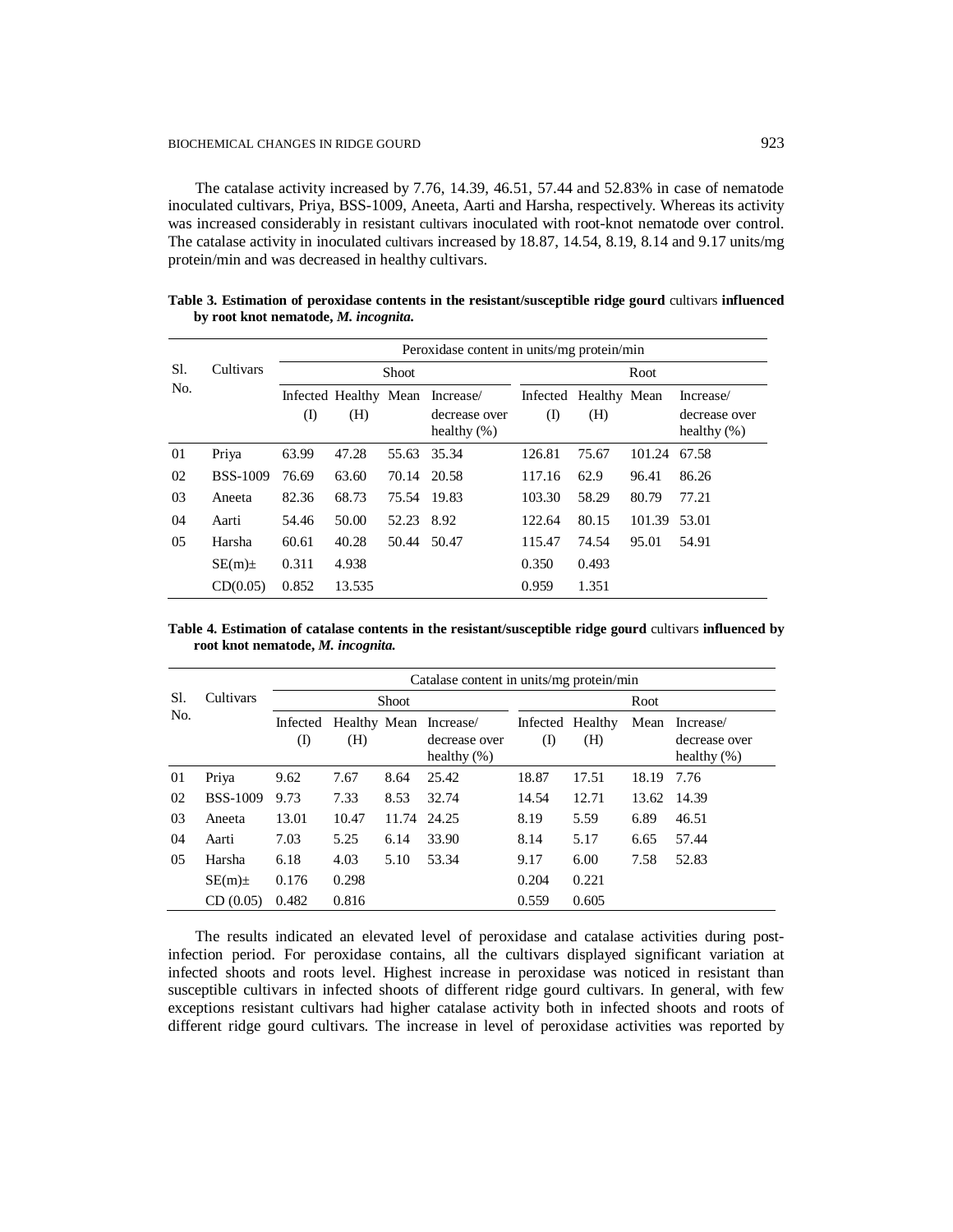The catalase activity increased by 7.76, 14.39, 46.51, 57.44 and 52.83% in case of nematode inoculated cultivars, Priya, BSS-1009, Aneeta, Aarti and Harsha, respectively. Whereas its activity was increased considerably in resistant cultivars inoculated with root-knot nematode over control. The catalase activity in inoculated cultivars increased by 18.87, 14.54, 8.19, 8.14 and 9.17 units/mg protein/min and was decreased in healthy cultivars.

**Table 3. Estimation of peroxidase contents in the resistant/susceptible ridge gourd** cultivars **influenced by root knot nematode, *M. incognita*.**

| Sl. No. | Cultivars | Peroxidase content in units/mg protein/min | | | | | | | |
|---|---|---|---|---|---|---|---|---|---|
| | | Shoot | | | | Root | | | |
| | | Infected (I) | Healthy (H) | Mean | Increase/ decrease over healthy (%) | Infected (I) | Healthy (H) | Mean | Increase/ decrease over healthy (%) |
| 01 | Priya | 63.99 | 47.28 | 55.63 | 35.34 | 126.81 | 75.67 | 101.24 | 67.58 |
| 02 | BSS-1009 | 76.69 | 63.60 | 70.14 | 20.58 | 117.16 | 62.9 | 96.41 | 86.26 |
| 03 | Aneeta | 82.36 | 68.73 | 75.54 | 19.83 | 103.30 | 58.29 | 80.79 | 77.21 |
| 04 | Aarti | 54.46 | 50.00 | 52.23 | 8.92 | 122.64 | 80.15 | 101.39 | 53.01 |
| 05 | Harsha | 60.61 | 40.28 | 50.44 | 50.47 | 115.47 | 74.54 | 95.01 | 54.91 |
| | SE(m)± | 0.311 | 4.938 | | | 0.350 | 0.493 | | |
| | CD(0.05) | 0.852 | 13.535 | | | 0.959 | 1.351 | | |

**Table 4. Estimation of catalase contents in the resistant/susceptible ridge gourd** cultivars **influenced by root knot nematode, *M. incognita*.**

| Sl. No. | Cultivars | Catalase content in units/mg protein/min | | | | | | | |
|---|---|---|---|---|---|---|---|---|---|
| | | Shoot | | | | Root | | | |
| | | Infected (I) | Healthy (H) | Mean | Increase/ decrease over healthy (%) | Infected (I) | Healthy (H) | Mean | Increase/ decrease over healthy (%) |
| 01 | Priya | 9.62 | 7.67 | 8.64 | 25.42 | 18.87 | 17.51 | 18.19 | 7.76 |
| 02 | BSS-1009 | 9.73 | 7.33 | 8.53 | 32.74 | 14.54 | 12.71 | 13.62 | 14.39 |
| 03 | Aneeta | 13.01 | 10.47 | 11.74 | 24.25 | 8.19 | 5.59 | 6.89 | 46.51 |
| 04 | Aarti | 7.03 | 5.25 | 6.14 | 33.90 | 8.14 | 5.17 | 6.65 | 57.44 |
| 05 | Harsha | 6.18 | 4.03 | 5.10 | 53.34 | 9.17 | 6.00 | 7.58 | 52.83 |
| | SE(m)± | 0.176 | 0.298 | | | 0.204 | 0.221 | | |
| | CD (0.05) | 0.482 | 0.816 | | | 0.559 | 0.605 | | |

The results indicated an elevated level of peroxidase and catalase activities during post-infection period. For peroxidase contains, all the cultivars displayed significant variation at infected shoots and roots level. Highest increase in peroxidase was noticed in resistant than susceptible cultivars in infected shoots of different ridge gourd cultivars. In general, with few exceptions resistant cultivars had higher catalase activity both in infected shoots and roots of different ridge gourd cultivars. The increase in level of peroxidase activities was reported by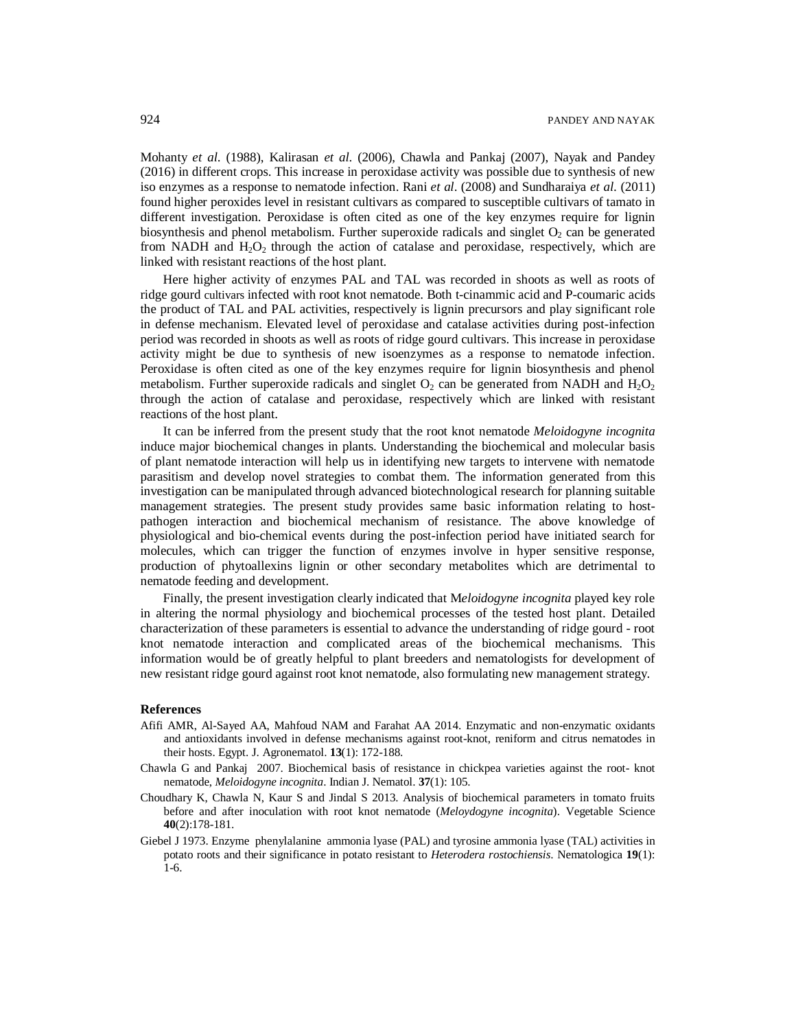Mohanty *et al.* (1988), Kalirasan *et al.* (2006), Chawla and Pankaj (2007), Nayak and Pandey (2016) in different crops. This increase in peroxidase activity was possible due to synthesis of new iso enzymes as a response to nematode infection. Rani *et al.* (2008) and Sundharaiya *et al.* (2011) found higher peroxides level in resistant cultivars as compared to susceptible cultivars of tamato in different investigation. Peroxidase is often cited as one of the key enzymes require for lignin biosynthesis and phenol metabolism. Further superoxide radicals and singlet $O_2$ can be generated from NADH and $H_2O_2$ through the action of catalase and peroxidase, respectively, which are linked with resistant reactions of the host plant.

Here higher activity of enzymes PAL and TAL was recorded in shoots as well as roots of ridge gourd cultivars infected with root knot nematode. Both t-cinammic acid and P-coumaric acids the product of TAL and PAL activities, respectively is lignin precursors and play significant role in defense mechanism. Elevated level of peroxidase and catalase activities during post-infection period was recorded in shoots as well as roots of ridge gourd cultivars. This increase in peroxidase activity might be due to synthesis of new isoenzymes as a response to nematode infection. Peroxidase is often cited as one of the key enzymes require for lignin biosynthesis and phenol metabolism. Further superoxide radicals and singlet $O_2$ can be generated from NADH and $H_2O_2$ through the action of catalase and peroxidase, respectively which are linked with resistant reactions of the host plant.

It can be inferred from the present study that the root knot nematode *Meloidogyne incognita* induce major biochemical changes in plants. Understanding the biochemical and molecular basis of plant nematode interaction will help us in identifying new targets to intervene with nematode parasitism and develop novel strategies to combat them. The information generated from this investigation can be manipulated through advanced biotechnological research for planning suitable management strategies. The present study provides same basic information relating to host-pathogen interaction and biochemical mechanism of resistance. The above knowledge of physiological and bio-chemical events during the post-infection period have initiated search for molecules, which can trigger the function of enzymes involve in hyper sensitive response, production of phytoallexins lignin or other secondary metabolites which are detrimental to nematode feeding and development.

Finally, the present investigation clearly indicated that M*eloidogyne incognita* played key role in altering the normal physiology and biochemical processes of the tested host plant. Detailed characterization of these parameters is essential to advance the understanding of ridge gourd - root knot nematode interaction and complicated areas of the biochemical mechanisms. This information would be of greatly helpful to plant breeders and nematologists for development of new resistant ridge gourd against root knot nematode, also formulating new management strategy.

## References

Afifi AMR, Al-Sayed AA, Mahfoud NAM and Farahat AA 2014. Enzymatic and non-enzymatic oxidants and antioxidants involved in defense mechanisms against root-knot, reniform and citrus nematodes in their hosts. Egypt. J. Agronematol. **13**(1): 172-188.

Chawla G and Pankaj 2007. Biochemical basis of resistance in chickpea varieties against the root- knot nematode, *Meloidogyne incognita*. Indian J. Nematol. **37**(1): 105.

Choudhary K, Chawla N, Kaur S and Jindal S 2013. Analysis of biochemical parameters in tomato fruits before and after inoculation with root knot nematode (*Meloydogyne incognita*). Vegetable Science **40**(2):178-181.

Giebel J 1973. Enzyme phenylalanine ammonia lyase (PAL) and tyrosine ammonia lyase (TAL) activities in potato roots and their significance in potato resistant to *Heterodera rostochiensis*. Nematologica **19**(1): 1-6.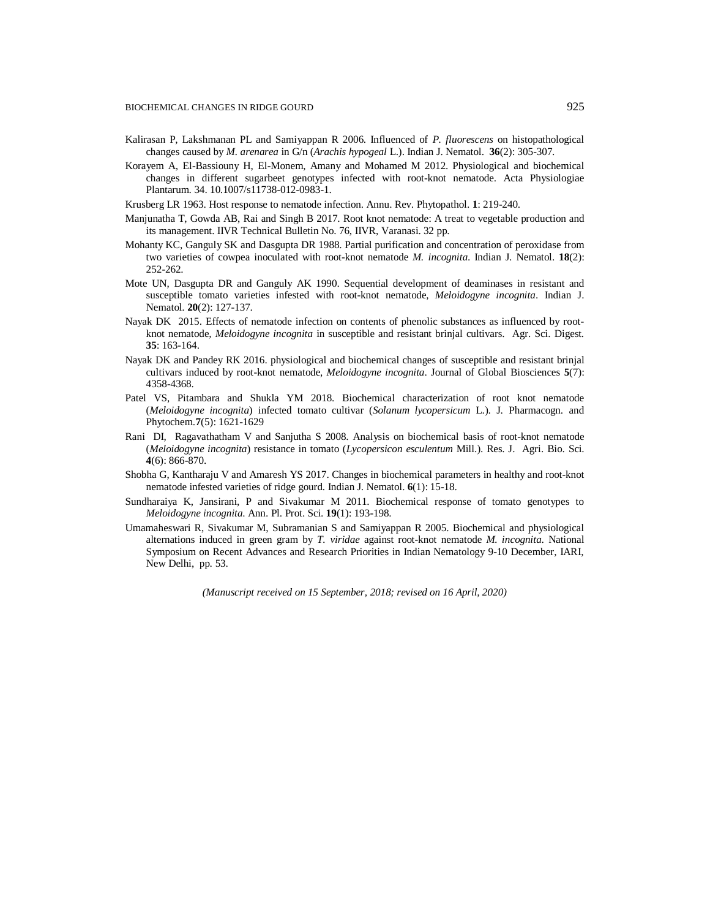Kalirasan P, Lakshmanan PL and Samiyappan R 2006. Influenced of *P. fluorescens* on histopathological changes caused by *M. arenarea* in G/n (*Arachis hypogeal* L.). Indian J. Nematol. **36**(2): 305-307.

Korayem A, El-Bassiouny H, El-Monem, Amany and Mohamed M 2012. Physiological and biochemical changes in different sugarbeet genotypes infected with root-knot nematode. Acta Physiologiae Plantarum. 34. 10.1007/s11738-012-0983-1.

Krusberg LR 1963. Host response to nematode infection. Annu. Rev. Phytopathol. **1**: 219-240.

Manjunatha T, Gowda AB, Rai and Singh B 2017. Root knot nematode: A treat to vegetable production and its management. IIVR Technical Bulletin No. 76, IIVR, Varanasi. 32 pp.

Mohanty KC, Ganguly SK and Dasgupta DR 1988. Partial purification and concentration of peroxidase from two varieties of cowpea inoculated with root-knot nematode *M. incognita*. Indian J. Nematol. **18**(2): 252-262.

Mote UN, Dasgupta DR and Ganguly AK 1990. Sequential development of deaminases in resistant and susceptible tomato varieties infested with root-knot nematode, *Meloidogyne incognita*. Indian J. Nematol. **20**(2): 127-137.

Nayak DK 2015. Effects of nematode infection on contents of phenolic substances as influenced by root-knot nematode, *Meloidogyne incognita* in susceptible and resistant brinjal cultivars. Agr. Sci. Digest. **35**: 163-164.

Nayak DK and Pandey RK 2016. physiological and biochemical changes of susceptible and resistant brinjal cultivars induced by root-knot nematode, *Meloidogyne incognita*. Journal of Global Biosciences **5**(7): 4358-4368.

Patel VS, Pitambara and Shukla YM 2018. Biochemical characterization of root knot nematode (*Meloidogyne incognita*) infected tomato cultivar (*Solanum lycopersicum* L.). J. Pharmacogn. and Phytochem.**7**(5): 1621-1629

Rani DI, Ragavathatham V and Sanjutha S 2008. Analysis on biochemical basis of root-knot nematode (*Meloidogyne incognita*) resistance in tomato (*Lycopersicon esculentum* Mill.). Res. J. Agri. Bio. Sci. **4**(6): 866-870.

Shobha G, Kantharaju V and Amaresh YS 2017. Changes in biochemical parameters in healthy and root-knot nematode infested varieties of ridge gourd. Indian J. Nematol. **6**(1): 15-18.

Sundharaiya K, Jansirani, P and Sivakumar M 2011. Biochemical response of tomato genotypes to *Meloidogyne incognita.* Ann. Pl. Prot. Sci. **19**(1): 193-198.

Umamaheswari R, Sivakumar M, Subramanian S and Samiyappan R 2005. Biochemical and physiological alternations induced in green gram by *T. viridae* against root-knot nematode *M. incognita*. National Symposium on Recent Advances and Research Priorities in Indian Nematology 9-10 December, IARI, New Delhi, pp. 53.

*(Manuscript received on 15 September, 2018; revised on 16 April, 2020)*